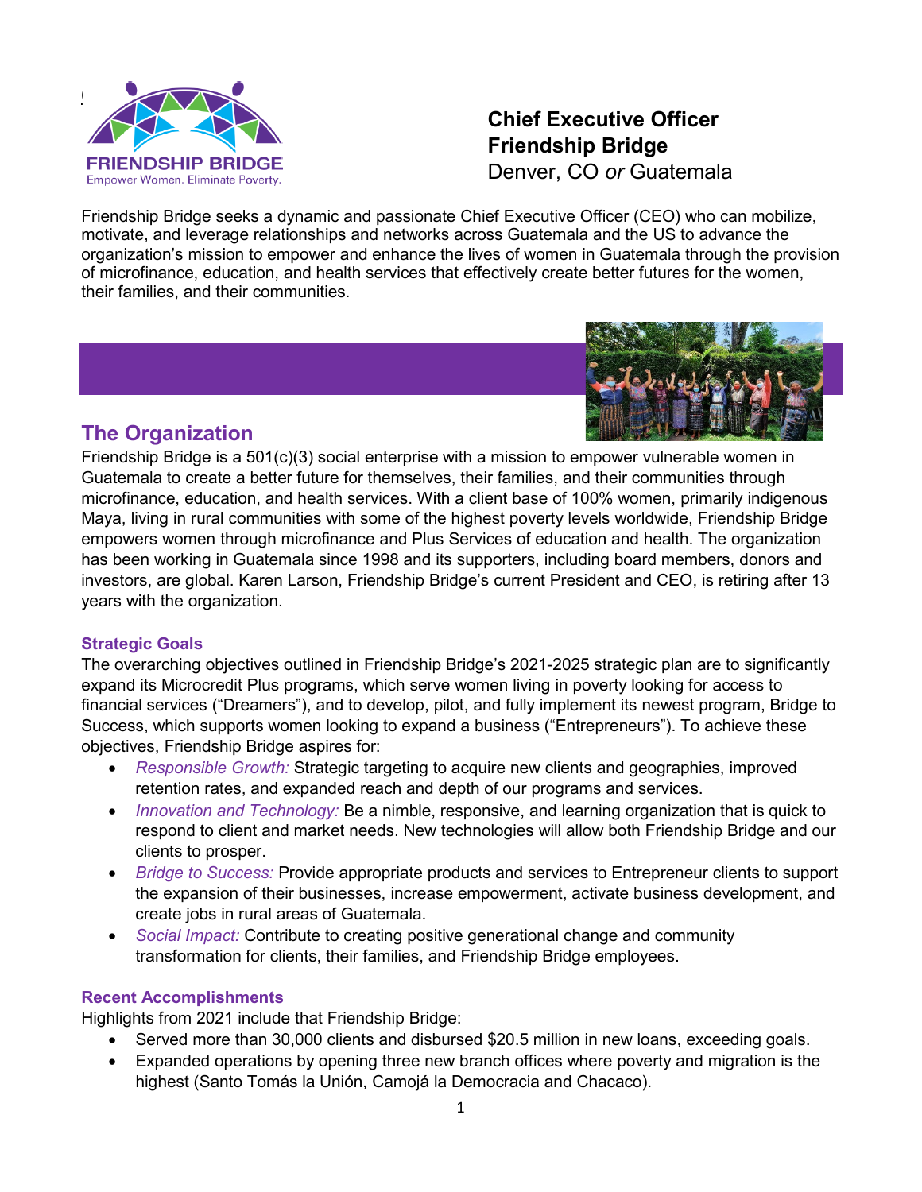**Chief Executive Officer**
**Friendship Bridge**
Denver, CO *or* Guatemala

Friendship Bridge seeks a dynamic and passionate Chief Executive Officer (CEO) who can mobilize, motivate, and leverage relationships and networks across Guatemala and the US to advance the organization's mission to empower and enhance the lives of women in Guatemala through the provision of microfinance, education, and health services that effectively create better futures for the women, their families, and their communities.

## The Organization

Friendship Bridge is a 501(c)(3) social enterprise with a mission to empower vulnerable women in Guatemala to create a better future for themselves, their families, and their communities through microfinance, education, and health services. With a client base of 100% women, primarily indigenous Maya, living in rural communities with some of the highest poverty levels worldwide, Friendship Bridge empowers women through microfinance and Plus Services of education and health. The organization has been working in Guatemala since 1998 and its supporters, including board members, donors and investors, are global. Karen Larson, Friendship Bridge's current President and CEO, is retiring after 13 years with the organization.

### Strategic Goals

The overarching objectives outlined in Friendship Bridge's 2021-2025 strategic plan are to significantly expand its Microcredit Plus programs, which serve women living in poverty looking for access to financial services ("Dreamers"), and to develop, pilot, and fully implement its newest program, Bridge to Success, which supports women looking to expand a business ("Entrepreneurs"). To achieve these objectives, Friendship Bridge aspires for:

- *Responsible Growth:* Strategic targeting to acquire new clients and geographies, improved retention rates, and expanded reach and depth of our programs and services.
- *Innovation and Technology:* Be a nimble, responsive, and learning organization that is quick to respond to client and market needs. New technologies will allow both Friendship Bridge and our clients to prosper.
- *Bridge to Success:* Provide appropriate products and services to Entrepreneur clients to support the expansion of their businesses, increase empowerment, activate business development, and create jobs in rural areas of Guatemala.
- *Social Impact:* Contribute to creating positive generational change and community transformation for clients, their families, and Friendship Bridge employees.

### Recent Accomplishments

Highlights from 2021 include that Friendship Bridge:

- Served more than 30,000 clients and disbursed $20.5 million in new loans, exceeding goals.
- Expanded operations by opening three new branch offices where poverty and migration is the highest (Santo Tomás la Unión, Camojá la Democracia and Chacaco).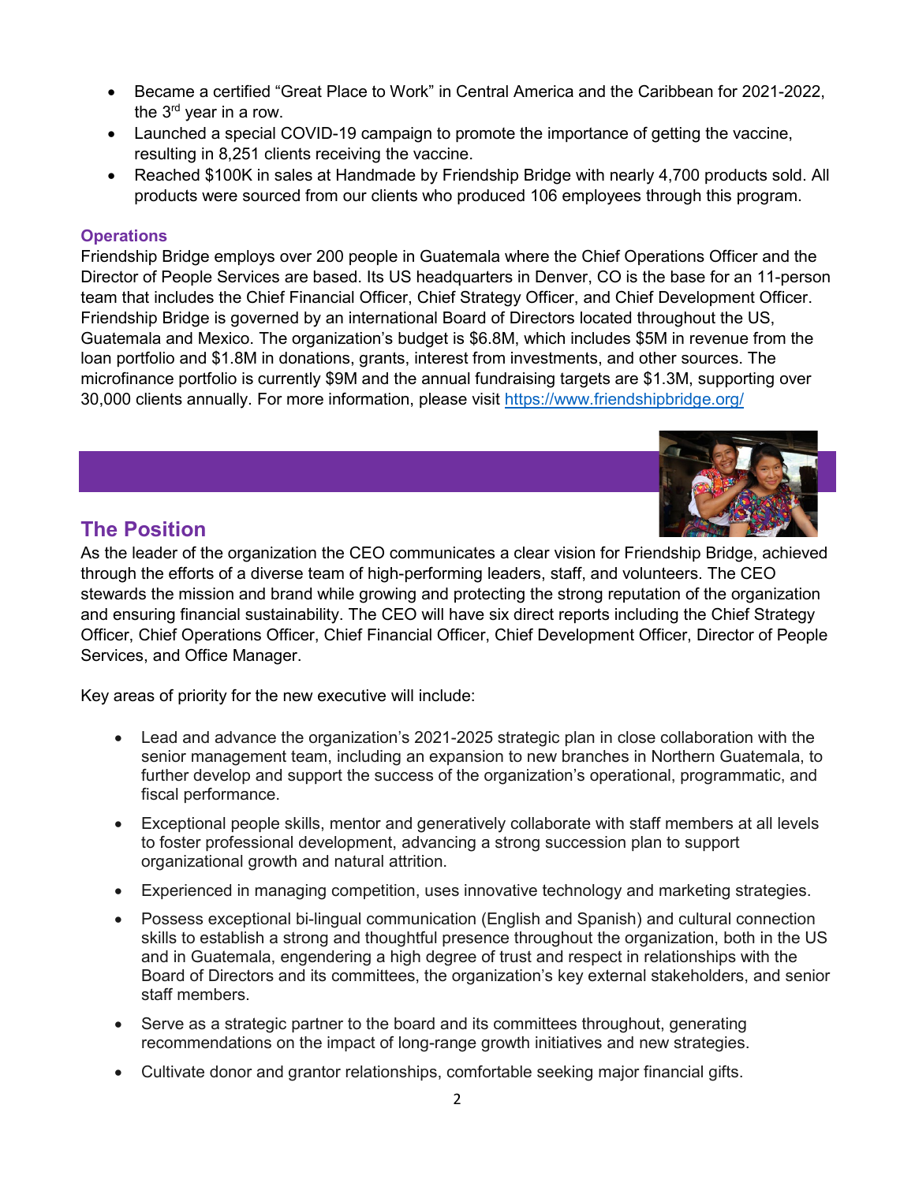- Became a certified "Great Place to Work" in Central America and the Caribbean for 2021-2022, the 3rd year in a row.
- Launched a special COVID-19 campaign to promote the importance of getting the vaccine, resulting in 8,251 clients receiving the vaccine.
- Reached $100K in sales at Handmade by Friendship Bridge with nearly 4,700 products sold. All products were sourced from our clients who produced 106 employees through this program.

### Operations

Friendship Bridge employs over 200 people in Guatemala where the Chief Operations Officer and the Director of People Services are based. Its US headquarters in Denver, CO is the base for an 11-person team that includes the Chief Financial Officer, Chief Strategy Officer, and Chief Development Officer. Friendship Bridge is governed by an international Board of Directors located throughout the US, Guatemala and Mexico. The organization's budget is $6.8M, which includes $5M in revenue from the loan portfolio and $1.8M in donations, grants, interest from investments, and other sources. The microfinance portfolio is currently $9M and the annual fundraising targets are $1.3M, supporting over 30,000 clients annually. For more information, please visit https://www.friendshipbridge.org/

## The Position

As the leader of the organization the CEO communicates a clear vision for Friendship Bridge, achieved through the efforts of a diverse team of high-performing leaders, staff, and volunteers. The CEO stewards the mission and brand while growing and protecting the strong reputation of the organization and ensuring financial sustainability. The CEO will have six direct reports including the Chief Strategy Officer, Chief Operations Officer, Chief Financial Officer, Chief Development Officer, Director of People Services, and Office Manager.

Key areas of priority for the new executive will include:

- Lead and advance the organization's 2021-2025 strategic plan in close collaboration with the senior management team, including an expansion to new branches in Northern Guatemala, to further develop and support the success of the organization's operational, programmatic, and fiscal performance.
- Exceptional people skills, mentor and generatively collaborate with staff members at all levels to foster professional development, advancing a strong succession plan to support organizational growth and natural attrition.
- Experienced in managing competition, uses innovative technology and marketing strategies.
- Possess exceptional bi-lingual communication (English and Spanish) and cultural connection skills to establish a strong and thoughtful presence throughout the organization, both in the US and in Guatemala, engendering a high degree of trust and respect in relationships with the Board of Directors and its committees, the organization's key external stakeholders, and senior staff members.
- Serve as a strategic partner to the board and its committees throughout, generating recommendations on the impact of long-range growth initiatives and new strategies.
- Cultivate donor and grantor relationships, comfortable seeking major financial gifts.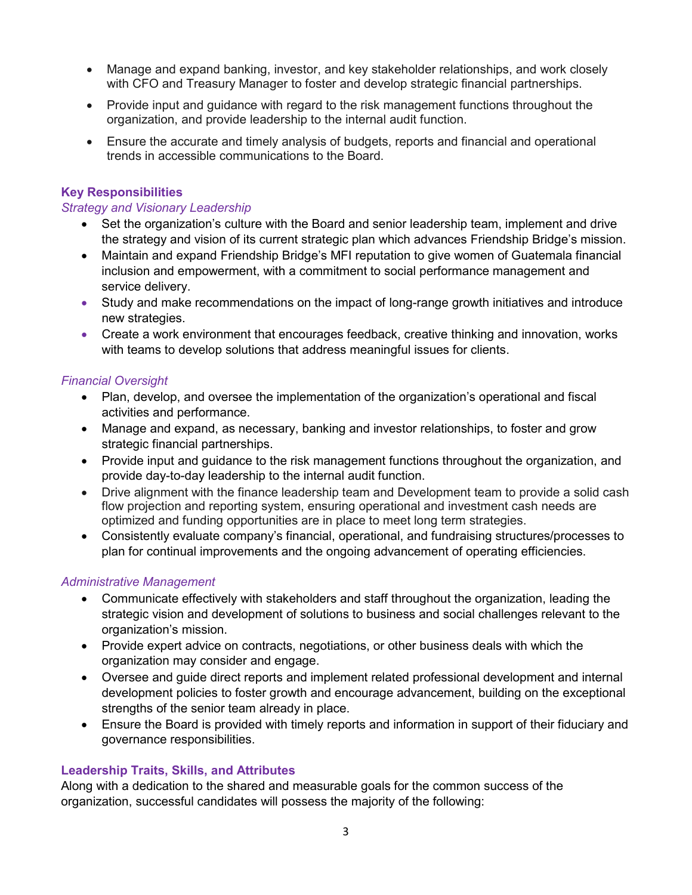- Manage and expand banking, investor, and key stakeholder relationships, and work closely with CFO and Treasury Manager to foster and develop strategic financial partnerships.
- Provide input and guidance with regard to the risk management functions throughout the organization, and provide leadership to the internal audit function.
- Ensure the accurate and timely analysis of budgets, reports and financial and operational trends in accessible communications to the Board.

## Key Responsibilities

### *Strategy and Visionary Leadership*

- Set the organization's culture with the Board and senior leadership team, implement and drive the strategy and vision of its current strategic plan which advances Friendship Bridge's mission.
- Maintain and expand Friendship Bridge's MFI reputation to give women of Guatemala financial inclusion and empowerment, with a commitment to social performance management and service delivery.
- Study and make recommendations on the impact of long-range growth initiatives and introduce new strategies.
- Create a work environment that encourages feedback, creative thinking and innovation, works with teams to develop solutions that address meaningful issues for clients.

### *Financial Oversight*

- Plan, develop, and oversee the implementation of the organization's operational and fiscal activities and performance.
- Manage and expand, as necessary, banking and investor relationships, to foster and grow strategic financial partnerships.
- Provide input and guidance to the risk management functions throughout the organization, and provide day-to-day leadership to the internal audit function.
- Drive alignment with the finance leadership team and Development team to provide a solid cash flow projection and reporting system, ensuring operational and investment cash needs are optimized and funding opportunities are in place to meet long term strategies.
- Consistently evaluate company's financial, operational, and fundraising structures/processes to plan for continual improvements and the ongoing advancement of operating efficiencies.

### *Administrative Management*

- Communicate effectively with stakeholders and staff throughout the organization, leading the strategic vision and development of solutions to business and social challenges relevant to the organization's mission.
- Provide expert advice on contracts, negotiations, or other business deals with which the organization may consider and engage.
- Oversee and guide direct reports and implement related professional development and internal development policies to foster growth and encourage advancement, building on the exceptional strengths of the senior team already in place.
- Ensure the Board is provided with timely reports and information in support of their fiduciary and governance responsibilities.

## Leadership Traits, Skills, and Attributes

Along with a dedication to the shared and measurable goals for the common success of the organization, successful candidates will possess the majority of the following: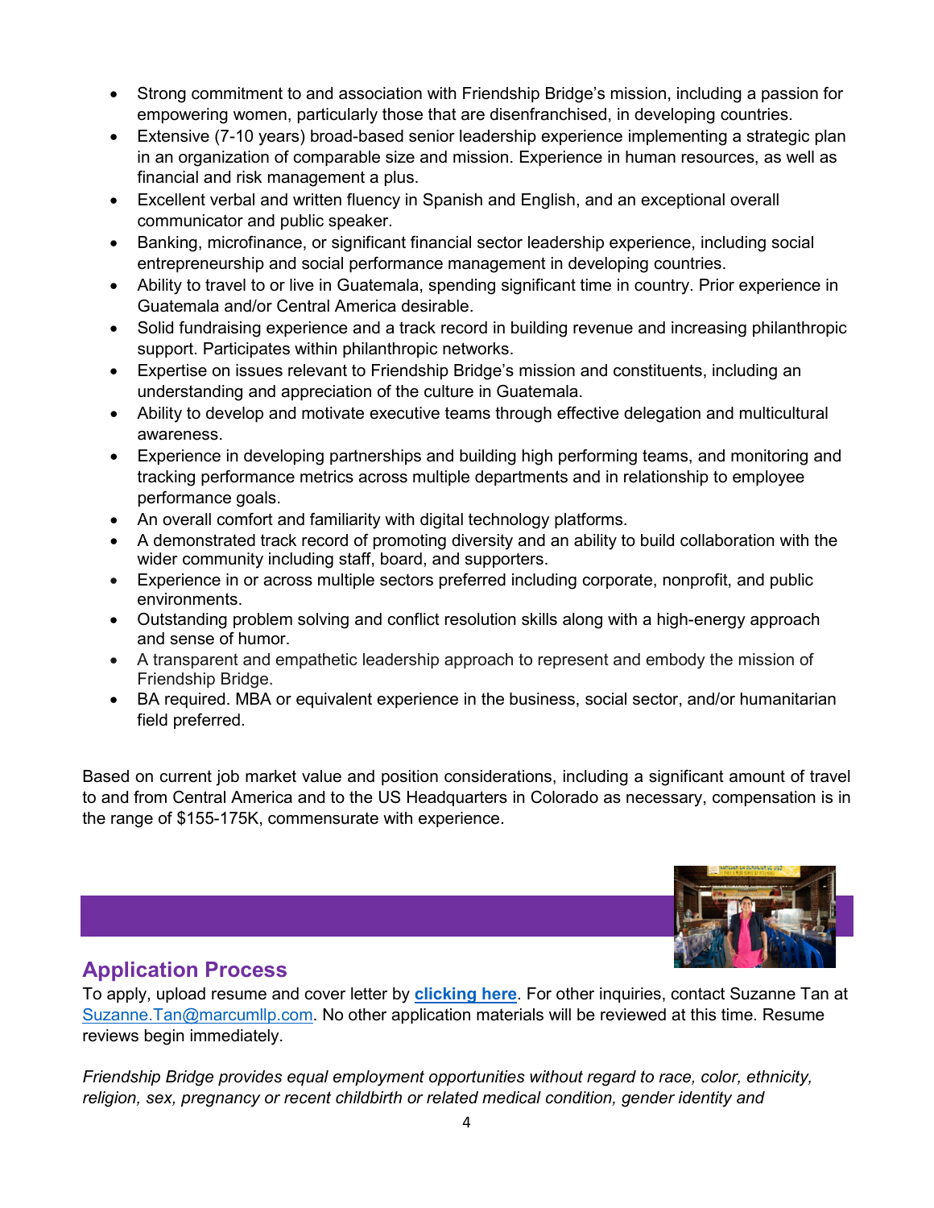- Strong commitment to and association with Friendship Bridge's mission, including a passion for empowering women, particularly those that are disenfranchised, in developing countries.
- Extensive (7-10 years) broad-based senior leadership experience implementing a strategic plan in an organization of comparable size and mission. Experience in human resources, as well as financial and risk management a plus.
- Excellent verbal and written fluency in Spanish and English, and an exceptional overall communicator and public speaker.
- Banking, microfinance, or significant financial sector leadership experience, including social entrepreneurship and social performance management in developing countries.
- Ability to travel to or live in Guatemala, spending significant time in country. Prior experience in Guatemala and/or Central America desirable.
- Solid fundraising experience and a track record in building revenue and increasing philanthropic support. Participates within philanthropic networks.
- Expertise on issues relevant to Friendship Bridge's mission and constituents, including an understanding and appreciation of the culture in Guatemala.
- Ability to develop and motivate executive teams through effective delegation and multicultural awareness.
- Experience in developing partnerships and building high performing teams, and monitoring and tracking performance metrics across multiple departments and in relationship to employee performance goals.
- An overall comfort and familiarity with digital technology platforms.
- A demonstrated track record of promoting diversity and an ability to build collaboration with the wider community including staff, board, and supporters.
- Experience in or across multiple sectors preferred including corporate, nonprofit, and public environments.
- Outstanding problem solving and conflict resolution skills along with a high-energy approach and sense of humor.
- A transparent and empathetic leadership approach to represent and embody the mission of Friendship Bridge.
- BA required. MBA or equivalent experience in the business, social sector, and/or humanitarian field preferred.

Based on current job market value and position considerations, including a significant amount of travel to and from Central America and to the US Headquarters in Colorado as necessary, compensation is in the range of $155-175K, commensurate with experience.

## Application Process

To apply, upload resume and cover letter by **clicking here**. For other inquiries, contact Suzanne Tan at Suzanne.Tan@marcumllp.com. No other application materials will be reviewed at this time. Resume reviews begin immediately.

*Friendship Bridge provides equal employment opportunities without regard to race, color, ethnicity, religion, sex, pregnancy or recent childbirth or related medical condition, gender identity and*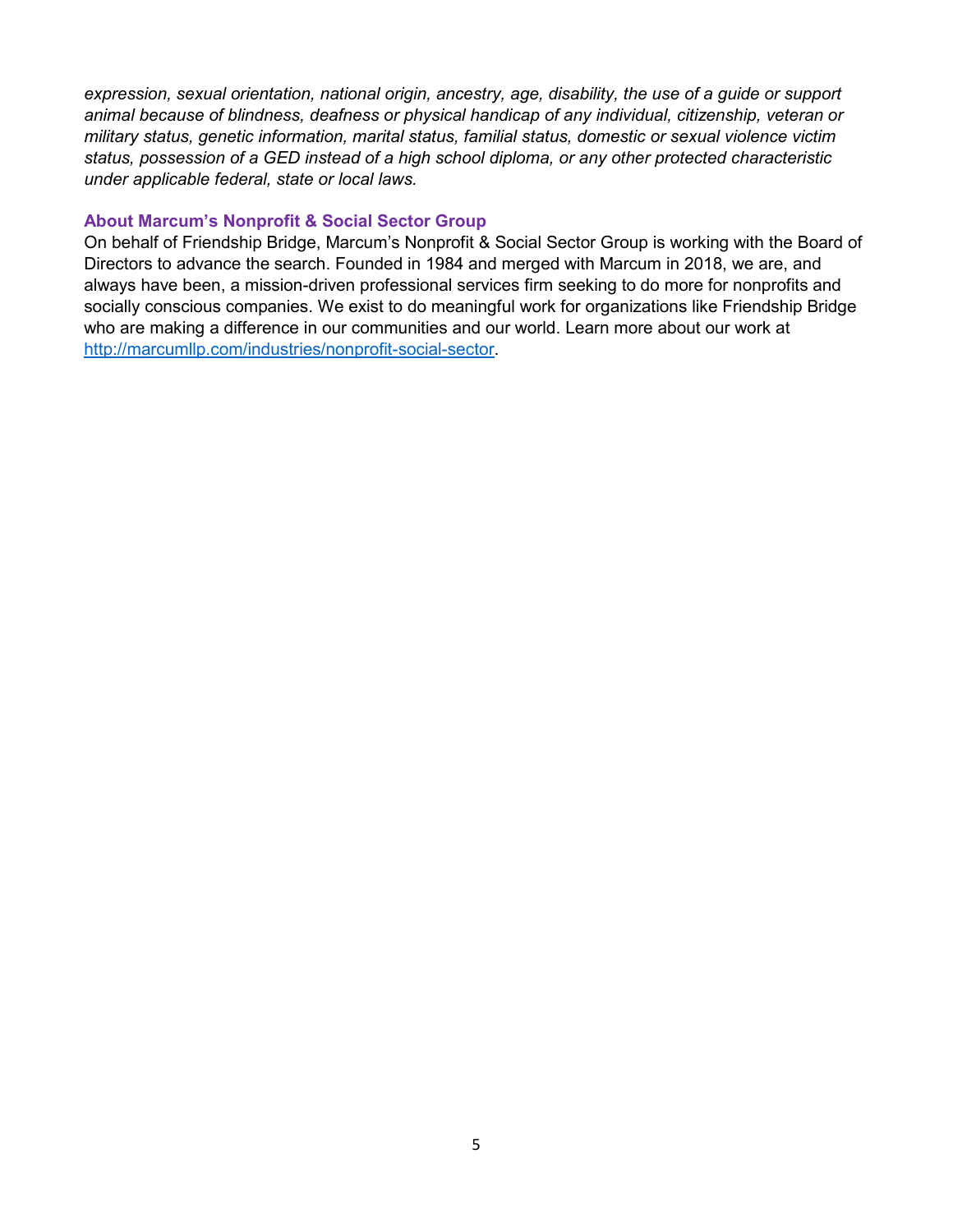*expression, sexual orientation, national origin, ancestry, age, disability, the use of a guide or support animal because of blindness, deafness or physical handicap of any individual, citizenship, veteran or military status, genetic information, marital status, familial status, domestic or sexual violence victim status, possession of a GED instead of a high school diploma, or any other protected characteristic under applicable federal, state or local laws.*

### About Marcum's Nonprofit & Social Sector Group

On behalf of Friendship Bridge, Marcum's Nonprofit & Social Sector Group is working with the Board of Directors to advance the search. Founded in 1984 and merged with Marcum in 2018, we are, and always have been, a mission-driven professional services firm seeking to do more for nonprofits and socially conscious companies. We exist to do meaningful work for organizations like Friendship Bridge who are making a difference in our communities and our world. Learn more about our work at [http://marcumllp.com/industries/nonprofit-social-sector](http://marcumllp.com/industries/nonprofit-social-sector).